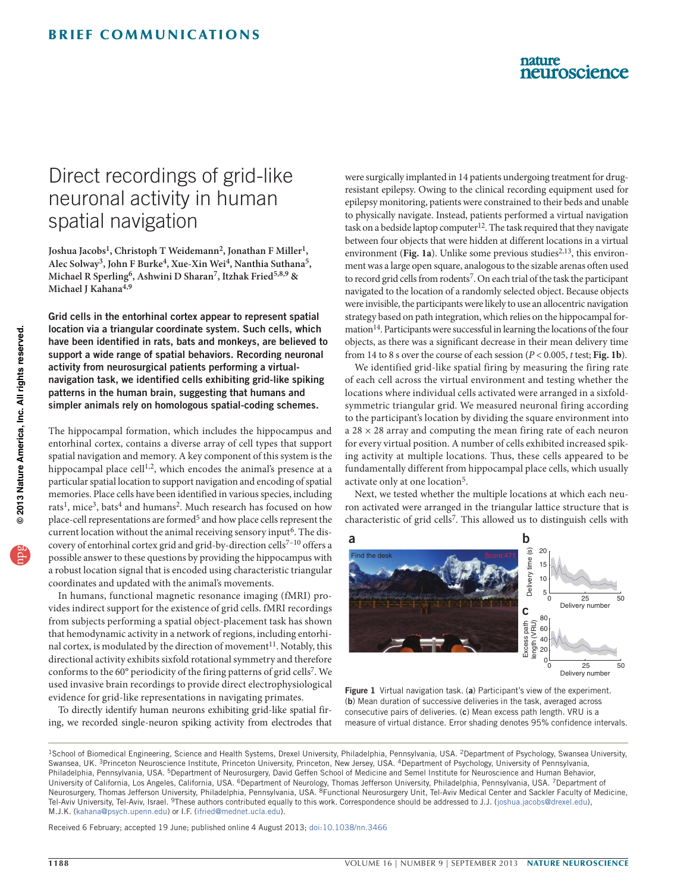# Direct recordings of grid-like neuronal activity in human spatial navigation

**Joshua Jacobs[1], Christoph T Weidemann[2], Jonathan F Miller[1], Alec Solway[3], John F Burke[4], Xue-Xin Wei[4], Nanthia Suthana[5], Michael R Sperling[6], Ashwini D Sharan[7], Itzhak Fried[5,8,9] & Michael J Kahana[4,9]**

**Grid cells in the entorhinal cortex appear to represent spatial location via a triangular coordinate system. Such cells, which have been identified in rats, bats and monkeys, are believed to support a wide range of spatial behaviors. Recording neuronal activity from neurosurgical patients performing a virtual-navigation task, we identified cells exhibiting grid-like spiking patterns in the human brain, suggesting that humans and simpler animals rely on homologous spatial-coding schemes.**

The hippocampal formation, which includes the hippocampus and entorhinal cortex, contains a diverse array of cell types that support spatial navigation and memory. A key component of this system is the hippocampal place cell[1,2], which encodes the animal's presence at a particular spatial location to support navigation and encoding of spatial memories. Place cells have been identified in various species, including rats[1], mice[3], bats[4] and humans[2]. Much research has focused on how place-cell representations are formed[5] and how place cells represent the current location without the animal receiving sensory input[6]. The discovery of entorhinal cortex grid and grid-by-direction cells[7–10] offers a possible answer to these questions by providing the hippocampus with a robust location signal that is encoded using characteristic triangular coordinates and updated with the animal's movements.

In humans, functional magnetic resonance imaging (fMRI) provides indirect support for the existence of grid cells. fMRI recordings from subjects performing a spatial object-placement task has shown that hemodynamic activity in a network of regions, including entorhinal cortex, is modulated by the direction of movement[11]. Notably, this directional activity exhibits sixfold rotational symmetry and therefore conforms to the 60° periodicity of the firing patterns of grid cells[7]. We used invasive brain recordings to provide direct electrophysiological evidence for grid-like representations in navigating primates.

To directly identify human neurons exhibiting grid-like spatial firing, we recorded single-neuron spiking activity from electrodes that were surgically implanted in 14 patients undergoing treatment for drug-resistant epilepsy. Owing to the clinical recording equipment used for epilepsy monitoring, patients were constrained to their beds and unable to physically navigate. Instead, patients performed a virtual navigation task on a bedside laptop computer[12]. The task required that they navigate between four objects that were hidden at different locations in a virtual environment (**Fig. 1a**). Unlike some previous studies[2,13], this environment was a large open square, analogous to the sizable arenas often used to record grid cells from rodents[7]. On each trial of the task the participant navigated to the location of a randomly selected object. Because objects were invisible, the participants were likely to use an allocentric navigation strategy based on path integration, which relies on the hippocampal formation[14]. Participants were successful in learning the locations of the four objects, as there was a significant decrease in their mean delivery time from 14 to 8 s over the course of each session ($P < 0.005$, $t$ test; **Fig. 1b**).

We identified grid-like spatial firing by measuring the firing rate of each cell across the virtual environment and testing whether the locations where individual cells activated were arranged in a sixfold-symmetric triangular grid. We measured neuronal firing according to the participant's location by dividing the square environment into a 28 × 28 array and computing the mean firing rate of each neuron for every virtual position. A number of cells exhibited increased spiking activity at multiple locations. Thus, these cells appeared to be fundamentally different from hippocampal place cells, which usually activate only at one location[5].

Next, we tested whether the multiple locations at which each neuron activated were arranged in the triangular lattice structure that is characteristic of grid cells[7]. This allowed us to distinguish cells with

**Figure 1** Virtual navigation task. (**a**) Participant's view of the experiment. (**b**) Mean duration of successive deliveries in the task, averaged across consecutive pairs of deliveries. (**c**) Mean excess path length. VRU is a measure of virtual distance. Error shading denotes 95% confidence intervals.

[1]School of Biomedical Engineering, Science and Health Systems, Drexel University, Philadelphia, Pennsylvania, USA. [2]Department of Psychology, Swansea University, Swansea, UK. [3]Princeton Neuroscience Institute, Princeton University, Princeton, New Jersey, USA. [4]Department of Psychology, University of Pennsylvania, Philadelphia, Pennsylvania, USA. [5]Department of Neurosurgery, David Geffen School of Medicine and Semel Institute for Neuroscience and Human Behavior, University of California, Los Angeles, California, USA. [6]Department of Neurology, Thomas Jefferson University, Philadelphia, Pennsylvania, USA. [7]Department of Neurosurgery, Thomas Jefferson University, Philadelphia, Pennsylvania, USA. [8]Functional Neurosurgery Unit, Tel-Aviv Medical Center and Sackler Faculty of Medicine, Tel-Aviv University, Tel-Aviv, Israel. [9]These authors contributed equally to this work. Correspondence should be addressed to J.J. (joshua.jacobs@drexel.edu), M.J.K. (kahana@psych.upenn.edu) or I.F. (ifried@mednet.ucla.edu).

Received 6 February; accepted 19 June; published online 4 August 2013; doi:10.1038/nn.3466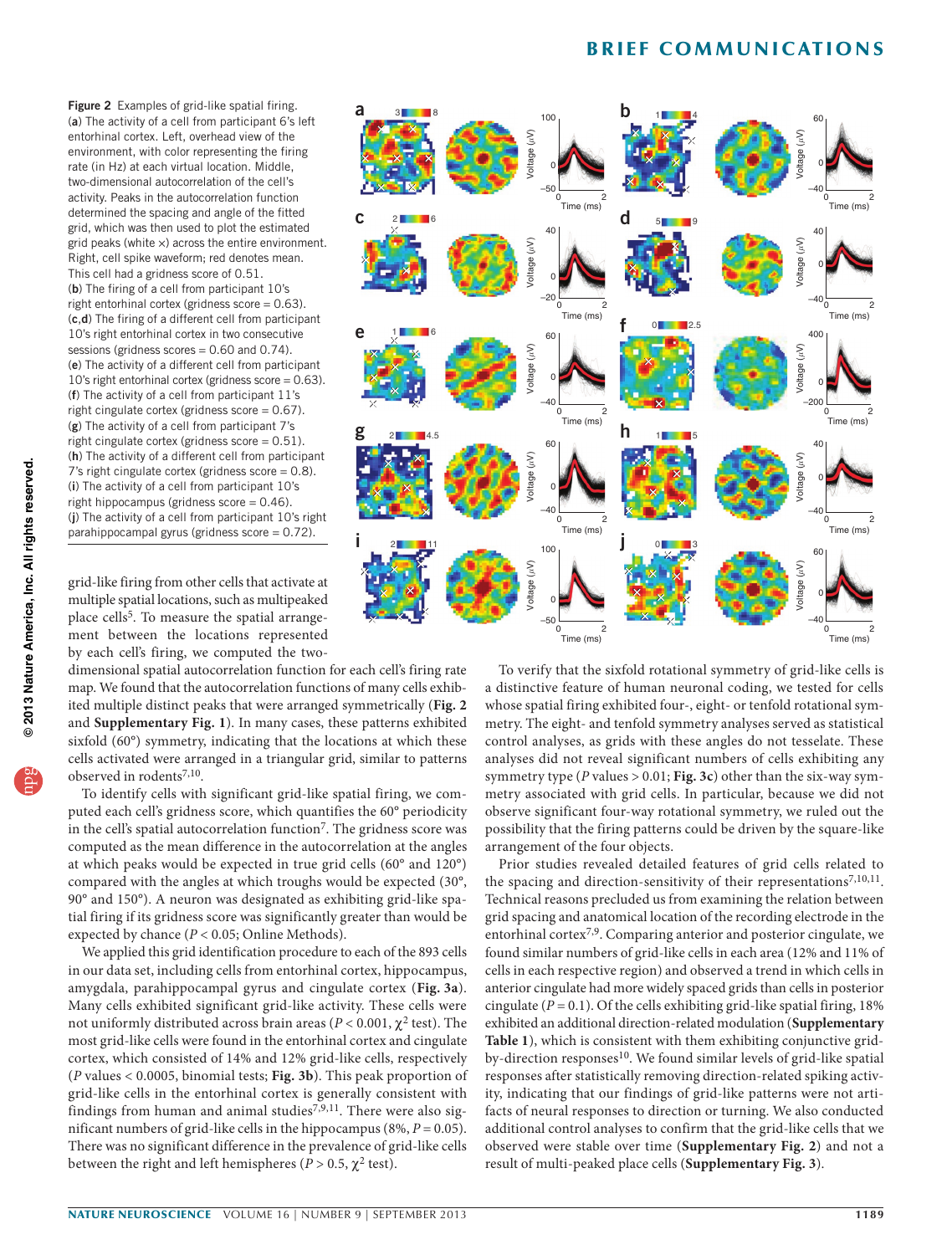**Figure 2** Examples of grid-like spatial firing. (**a**) The activity of a cell from participant 6's left entorhinal cortex. Left, overhead view of the environment, with color representing the firing rate (in Hz) at each virtual location. Middle, two-dimensional autocorrelation of the cell's activity. Peaks in the autocorrelation function determined the spacing and angle of the fitted grid, which was then used to plot the estimated grid peaks (white ×) across the entire environment. Right, cell spike waveform; red denotes mean. This cell had a gridness score of 0.51. (**b**) The firing of a cell from participant 10's right entorhinal cortex (gridness score = 0.63). (**c**,**d**) The firing of a different cell from participant 10's right entorhinal cortex in two consecutive sessions (gridness scores = 0.60 and 0.74). (**e**) The activity of a different cell from participant 10's right entorhinal cortex (gridness score = 0.63). (**f**) The activity of a cell from participant 11's right cingulate cortex (gridness score = 0.67). (**g**) The activity of a cell from participant 7's right cingulate cortex (gridness score = 0.51). (**h**) The activity of a different cell from participant 7's right cingulate cortex (gridness score = 0.8). (**i**) The activity of a cell from participant 10's right hippocampus (gridness score = 0.46). (**j**) The activity of a cell from participant 10's right parahippocampal gyrus (gridness score = 0.72).

grid-like firing from other cells that activate at multiple spatial locations, such as multipeaked place cells[5]. To measure the spatial arrangement between the locations represented by each cell's firing, we computed the two-dimensional spatial autocorrelation function for each cell's firing rate map. We found that the autocorrelation functions of many cells exhibited multiple distinct peaks that were arranged symmetrically (**Fig. 2** and **Supplementary Fig. 1**). In many cases, these patterns exhibited sixfold (60°) symmetry, indicating that the locations at which these cells activated were arranged in a triangular grid, similar to patterns observed in rodents[7,10].

To identify cells with significant grid-like spatial firing, we computed each cell's gridness score, which quantifies the 60° periodicity in the cell's spatial autocorrelation function[7]. The gridness score was computed as the mean difference in the autocorrelation at the angles at which peaks would be expected in true grid cells (60° and 120°) compared with the angles at which troughs would be expected (30°, 90° and 150°). A neuron was designated as exhibiting grid-like spatial firing if its gridness score was significantly greater than would be expected by chance ($P < 0.05$; Online Methods).

We applied this grid identification procedure to each of the 893 cells in our data set, including cells from entorhinal cortex, hippocampus, amygdala, parahippocampal gyrus and cingulate cortex (**Fig. 3a**). Many cells exhibited significant grid-like activity. These cells were not uniformly distributed across brain areas ($P < 0.001$, $\chi^2$ test). The most grid-like cells were found in the entorhinal cortex and cingulate cortex, which consisted of 14% and 12% grid-like cells, respectively ($P$ values < 0.0005, binomial tests; **Fig. 3b**). This peak proportion of grid-like cells in the entorhinal cortex is generally consistent with findings from human and animal studies[7,9,11]. There were also significant numbers of grid-like cells in the hippocampus (8%, $P = 0.05$). There was no significant difference in the prevalence of grid-like cells between the right and left hemispheres ($P > 0.5$, $\chi^2$ test).

To verify that the sixfold rotational symmetry of grid-like cells is a distinctive feature of human neuronal coding, we tested for cells whose spatial firing exhibited four-, eight- or tenfold rotational symmetry. The eight- and tenfold symmetry analyses served as statistical control analyses, as grids with these angles do not tesselate. These analyses did not reveal significant numbers of cells exhibiting any symmetry type ($P$ values > 0.01; **Fig. 3c**) other than the six-way symmetry associated with grid cells. In particular, because we did not observe significant four-way rotational symmetry, we ruled out the possibility that the firing patterns could be driven by the square-like arrangement of the four objects.

Prior studies revealed detailed features of grid cells related to the spacing and direction-sensitivity of their representations[7,10,11]. Technical reasons precluded us from examining the relation between grid spacing and anatomical location of the recording electrode in the entorhinal cortex[7,9]. Comparing anterior and posterior cingulate, we found similar numbers of grid-like cells in each area (12% and 11% of cells in each respective region) and observed a trend in which cells in anterior cingulate had more widely spaced grids than cells in posterior cingulate ($P = 0.1$). Of the cells exhibiting grid-like spatial firing, 18% exhibited an additional direction-related modulation (**Supplementary Table 1**), which is consistent with them exhibiting conjunctive grid-by-direction responses[10]. We found similar levels of grid-like spatial responses after statistically removing direction-related spiking activity, indicating that our findings of grid-like patterns were not artifacts of neural responses to direction or turning. We also conducted additional control analyses to confirm that the grid-like cells that we observed were stable over time (**Supplementary Fig. 2**) and not a result of multi-peaked place cells (**Supplementary Fig. 3**).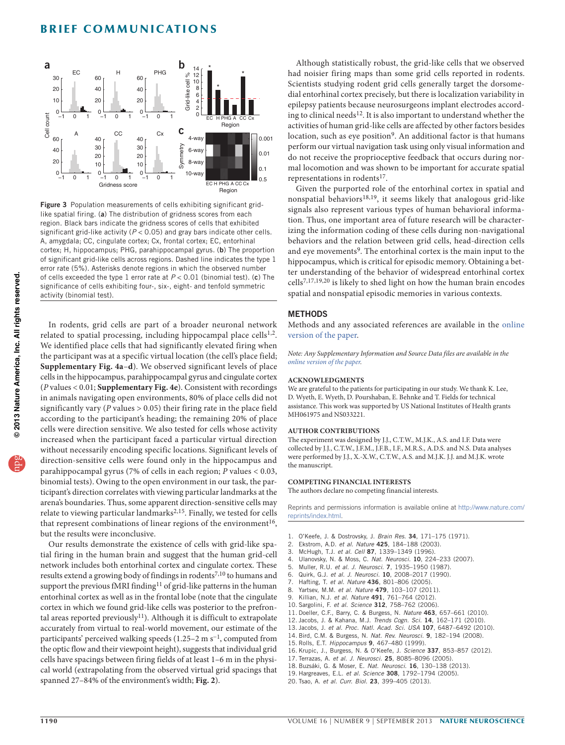a

EC H PHG

30 20 10 0

60 40 20 0

60 40 20 0

–1 0 1

Cell count

A CC Cx

60 40 20 0

40 30 20 10 0

40 30 20 10 0

–1 0 1

Gridness score

b

14 12 10 8 6 4 2 0

Grid-like cell %

\*

\*

\*

EC H PHG A CC Cx

Region

c

Symmetry

4-way

6-way

8-way

10-way

EC H PHG A CC Cx

Region

0.001

0.01

0.1

0.5

**Figure 3** Population measurements of cells exhibiting significant grid-like spatial firing. (**a**) The distribution of gridness scores from each region. Black bars indicate the gridness scores of cells that exhibited significant grid-like activity ($P < 0.05$) and gray bars indicate other cells. A, amygdala; CC, cingulate cortex; Cx, frontal cortex; EC, entorhinal cortex; H, hippocampus; PHG, parahippocampal gyrus. (**b**) The proportion of significant grid-like cells across regions. Dashed line indicates the type 1 error rate (5%). Asterisks denote regions in which the observed number of cells exceeded the type 1 error rate at $P < 0.01$ (binomial test). (**c**) The significance of cells exhibiting four-, six-, eight- and tenfold symmetric activity (binomial test).

In rodents, grid cells are part of a broader neuronal network related to spatial processing, including hippocampal place cells[1,2]. We identified place cells that had significantly elevated firing when the participant was at a specific virtual location (the cell's place field; **Supplementary Fig. 4a–d**). We observed significant levels of place cells in the hippocampus, parahippocampal gyrus and cingulate cortex ($P$ values < 0.01; **Supplementary Fig. 4e**). Consistent with recordings in animals navigating open environments, 80% of place cells did not significantly vary ($P$ values > 0.05) their firing rate in the place field according to the participant's heading; the remaining 20% of place cells were direction sensitive. We also tested for cells whose activity increased when the participant faced a particular virtual direction without necessarily encoding specific locations. Significant levels of direction-sensitive cells were found only in the hippocampus and parahippocampal gyrus (7% of cells in each region; $P$ values < 0.03, binomial tests). Owing to the open environment in our task, the participant's direction correlates with viewing particular landmarks at the arena's boundaries. Thus, some apparent direction-sensitive cells may relate to viewing particular landmarks[2,15]. Finally, we tested for cells that represent combinations of linear regions of the environment[16], but the results were inconclusive.

Our results demonstrate the existence of cells with grid-like spatial firing in the human brain and suggest that the human grid-cell network includes both entorhinal cortex and cingulate cortex. These results extend a growing body of findings in rodents[7,10] to humans and support the previous fMRI finding[11] of grid-like patterns in the human entorhinal cortex as well as in the frontal lobe (note that the cingulate cortex in which we found grid-like cells was posterior to the prefrontal areas reported previously[11]). Although it is difficult to extrapolate accurately from virtual to real-world movement, our estimate of the participants' perceived walking speeds (1.25–2 m $s^{-1}$, computed from the optic flow and their viewpoint height), suggests that individual grid cells have spacings between firing fields of at least 1–6 m in the physical world (extrapolating from the observed virtual grid spacings that spanned 27–84% of the environment's width; **Fig. 2**).

Although statistically robust, the grid-like cells that we observed had noisier firing maps than some grid cells reported in rodents. Scientists studying rodent grid cells generally target the dorsomedial entorhinal cortex precisely, but there is localization variability in epilepsy patients because neurosurgeons implant electrodes according to clinical needs[12]. It is also important to understand whether the activities of human grid-like cells are affected by other factors besides location, such as eye position[9]. An additional factor is that humans perform our virtual navigation task using only visual information and do not receive the proprioceptive feedback that occurs during normal locomotion and was shown to be important for accurate spatial representations in rodents[17].

Given the purported role of the entorhinal cortex in spatial and nonspatial behaviors[18,19], it seems likely that analogous grid-like signals also represent various types of human behavioral information. Thus, one important area of future research will be characterizing the information coding of these cells during non-navigational behaviors and the relation between grid cells, head-direction cells and eye movements[9]. The entorhinal cortex is the main input to the hippocampus, which is critical for episodic memory. Obtaining a better understanding of the behavior of widespread entorhinal cortex cells[7,17,19,20] is likely to shed light on how the human brain encodes spatial and nonspatial episodic memories in various contexts.

## METHODS

Methods and any associated references are available in the online version of the paper.

*Note: Any Supplementary Information and Source Data files are available in the online version of the paper.*

### ACKNOWLEDGMENTS

We are grateful to the patients for participating in our study. We thank K. Lee, D. Wyeth, E. Wyeth, D. Pourshaban, E. Behnke and T. Fields for technical assistance. This work was supported by US National Institutes of Health grants MH061975 and NS033221.

### AUTHOR CONTRIBUTIONS

The experiment was designed by J.J., C.T.W., M.J.K., A.S. and I.F. Data were collected by J.J., C.T.W., J.F.M., J.F.B., I.F., M.R.S., A.D.S. and N.S. Data analyses were performed by J.J., X.-X.W., C.T.W., A.S. and M.J.K. J.J. and M.J.K. wrote the manuscript.

### COMPETING FINANCIAL INTERESTS

The authors declare no competing financial interests.

Reprints and permissions information is available online at http://www.nature.com/reprints/index.html.

1. O'Keefe, J. & Dostrovsky, J. *Brain Res.* **34**, 171–175 (1971).
2. Ekstrom, A.D. *et al. Nature* **425**, 184–188 (2003).
3. McHugh, T.J. *et al. Cell* **87**, 1339–1349 (1996).
4. Ulanovsky, N. & Moss, C. *Nat. Neurosci.* **10**, 224–233 (2007).
5. Muller, R.U. *et al. J. Neurosci.* **7**, 1935–1950 (1987).
6. Quirk, G.J. *et al. J. Neurosci.* **10**, 2008–2017 (1990).
7. Hafting, T. *et al. Nature* **436**, 801–806 (2005).
8. Yartsev, M.M. *et al. Nature* **479**, 103–107 (2011).
9. Killian, N.J. *et al. Nature* **491**, 761–764 (2012).
10. Sargolini, F. *et al. Science* **312**, 758–762 (2006).
11. Doeller, C.F., Barry, C. & Burgess, N. *Nature* **463**, 657–661 (2010).
12. Jacobs, J. & Kahana, M.J. *Trends Cogn. Sci.* **14**, 162–171 (2010).
13. Jacobs, J. *et al. Proc. Natl. Acad. Sci. USA* **107**, 6487–6492 (2010).
14. Bird, C.M. & Burgess, N. *Nat. Rev. Neurosci.* **9**, 182–194 (2008).
15. Rolls, E.T. *Hippocampus* **9**, 467–480 (1999).
16. Krupic, J., Burgess, N. & O'Keefe, J. *Science* **337**, 853–857 (2012).
17. Terrazas, A. *et al. J. Neurosci.* **25**, 8085–8096 (2005).
18. Buzsáki, G. & Moser, E. *Nat. Neurosci.* **16**, 130–138 (2013).
19. Hargreaves, E.L. *et al. Science* **308**, 1792–1794 (2005).
20. Tsao, A. *et al. Curr. Biol.* **23**, 399–405 (2013).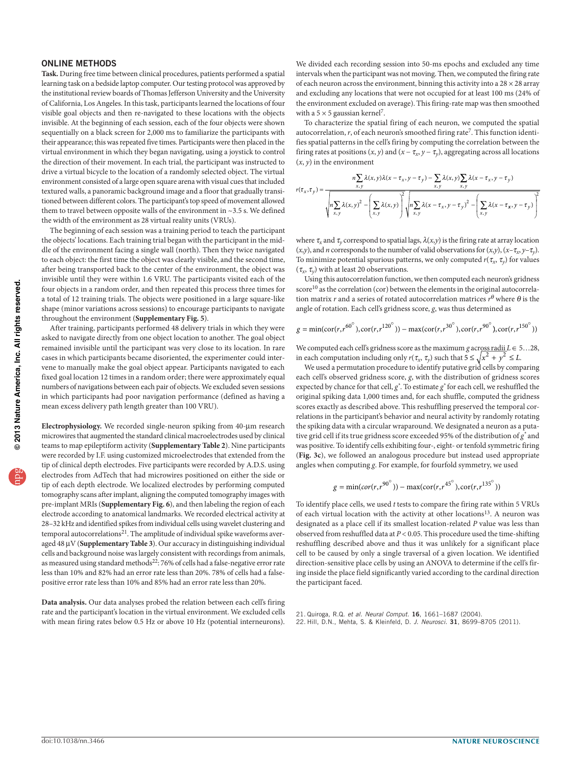## ONLINE METHODS

**Task.** During free time between clinical procedures, patients performed a spatial learning task on a bedside laptop computer. Our testing protocol was approved by the institutional review boards of Thomas Jefferson University and the University of California, Los Angeles. In this task, participants learned the locations of four visible goal objects and then re-navigated to these locations with the objects invisible. At the beginning of each session, each of the four objects were shown sequentially on a black screen for 2,000 ms to familiarize the participants with their appearance; this was repeated five times. Participants were then placed in the virtual environment in which they began navigating, using a joystick to control the direction of their movement. In each trial, the participant was instructed to drive a virtual bicycle to the location of a randomly selected object. The virtual environment consisted of a large open square arena with visual cues that included textured walls, a panoramic background image and a floor that gradually transitioned between different colors. The participant's top speed of movement allowed them to travel between opposite walls of the environment in ~3.5 s. We defined the width of the environment as 28 virtual reality units (VRUs).

The beginning of each session was a training period to teach the participant the objects' locations. Each training trial began with the participant in the middle of the environment facing a single wall (north). Then they twice navigated to each object: the first time the object was clearly visible, and the second time, after being transported back to the center of the environment, the object was invisible until they were within 1.6 VRU. The participants visited each of the four objects in a random order, and then repeated this process three times for a total of 12 training trials. The objects were positioned in a large square-like shape (minor variations across sessions) to encourage participants to navigate throughout the environment (**Supplementary Fig. 5**).

After training, participants performed 48 delivery trials in which they were asked to navigate directly from one object location to another. The goal object remained invisible until the participant was very close to its location. In rare cases in which participants became disoriented, the experimenter could intervene to manually make the goal object appear. Participants navigated to each fixed goal location 12 times in a random order; there were approximately equal numbers of navigations between each pair of objects. We excluded seven sessions in which participants had poor navigation performance (defined as having a mean excess delivery path length greater than 100 VRU).

**Electrophysiology.** We recorded single-neuron spiking from 40-μm research microwires that augmented the standard clinical macroelectrodes used by clinical teams to map epileptiform activity (**Supplementary Table 2**). Nine participants were recorded by I.F. using customized microelectrodes that extended from the tip of clinical depth electrodes. Five participants were recorded by A.D.S. using electrodes from AdTech that had microwires positioned on either the side or tip of each depth electrode. We localized electrodes by performing computed tomography scans after implant, aligning the computed tomography images with pre-implant MRIs (**Supplementary Fig. 6**), and then labeling the region of each electrode according to anatomical landmarks. We recorded electrical activity at 28–32 kHz and identified spikes from individual cells using wavelet clustering and temporal autocorrelations[21]. The amplitude of individual spike waveforms averaged 48 μV (**Supplementary Table 3**). Our accuracy in distinguishing individual cells and background noise was largely consistent with recordings from animals, as measured using standard methods[22]: 76% of cells had a false-negative error rate less than 10% and 82% had an error rate less than 20%. 78% of cells had a false-positive error rate less than 10% and 85% had an error rate less than 20%.

**Data analysis.** Our data analyses probed the relation between each cell's firing rate and the participant's location in the virtual environment. We excluded cells with mean firing rates below 0.5 Hz or above 10 Hz (potential interneurons). We divided each recording session into 50-ms epochs and excluded any time intervals when the participant was not moving. Then, we computed the firing rate of each neuron across the environment, binning this activity into a 28 × 28 array and excluding any locations that were not occupied for at least 100 ms (24% of the environment excluded on average). This firing-rate map was then smoothed with a 5 × 5 gaussian kernel[7].

To characterize the spatial firing of each neuron, we computed the spatial autocorrelation, $r$, of each neuron's smoothed firing rate[7]. This function identifies spatial patterns in the cell's firing by computing the correlation between the firing rates at positions $(x, y)$ and $(x - \tau_x, y - \tau_y)$, aggregating across all locations $(x, y)$ in the environment

$$r(\tau_x, \tau_y) = \frac{n\sum_{x,y}\lambda(x,y)\lambda(x-\tau_x, y-\tau_y) - \sum_{x,y}\lambda(x,y)\sum_{x,y}\lambda(x-\tau_x, y-\tau_y)}{\sqrt{n\sum_{x,y}\lambda(x,y)^2 - \left(\sum_{x,y}\lambda(x,y)\right)^2}\sqrt{n\sum_{x,y}\lambda(x-\tau_x, y-\tau_y)^2 - \left(\sum_{x,y}\lambda(x-\tau_x, y-\tau_y)\right)^2}}$$

where $\tau_x$ and $\tau_y$ correspond to spatial lags, $\lambda(x,y)$ is the firing rate at array location $(x,y)$, and $n$ corresponds to the number of valid observations for $(x,y)$, $(x-\tau_x, y-\tau_y)$. To minimize potential spurious patterns, we only computed $r(\tau_x, \tau_y)$ for values $(\tau_x, \tau_y)$ with at least 20 observations.

Using this autocorrelation function, we then computed each neuron's gridness score[10] as the correlation (cor) between the elements in the original autocorrelation matrix $r$ and a series of rotated autocorrelation matrices $r^\theta$ where $\theta$ is the angle of rotation. Each cell's gridness score, $g$, was thus determined as

$$g = \min(\mathrm{cor}(r, r^{60^\circ}), \mathrm{cor}(r, r^{120^\circ})) - \max(\mathrm{cor}(r, r^{30^\circ}), \mathrm{cor}(r, r^{90^\circ}), \mathrm{cor}(r, r^{150^\circ}))$$

We computed each cell's gridness score as the maximum $g$ across radii $L \in 5\ldots28$, in each computation including only $r(\tau_x, \tau_y)$ such that $5 \le \sqrt{x^2 + y^2} \le L$.

We used a permutation procedure to identify putative grid cells by comparing each cell's observed gridness score, $g$, with the distribution of gridness scores expected by chance for that cell, $g^*$. To estimate $g^*$ for each cell, we reshuffled the original spiking data 1,000 times and, for each shuffle, computed the gridness scores exactly as described above. This reshuffling preserved the temporal correlations in the participant's behavior and neural activity by randomly rotating the spiking data with a circular wraparound. We designated a neuron as a putative grid cell if its true gridness score exceeded 95% of the distribution of $g^*$ and was positive. To identify cells exhibiting four-, eight- or tenfold symmetric firing (**Fig. 3c**), we followed an analogous procedure but instead used appropriate angles when computing $g$. For example, for fourfold symmetry, we used

$$g = \min(cor(r, r^{90^\circ})) - \max(\mathrm{cor}(r, r^{45^\circ}), \mathrm{cor}(r, r^{135^\circ}))$$

To identify place cells, we used $t$ tests to compare the firing rate within 5 VRUs of each virtual location with the activity at other locations[13]. A neuron was designated as a place cell if its smallest location-related $P$ value was less than observed from reshuffled data at $P < 0.05$. This procedure used the time-shifting reshuffling described above and thus it was unlikely for a significant place cell to be caused by only a single traversal of a given location. We identified direction-sensitive place cells by using an ANOVA to determine if the cell's firing inside the place field significantly varied according to the cardinal direction the participant faced.

21. Quiroga, R.Q. *et al. Neural Comput.* **16**, 1661–1687 (2004).
22. Hill, D.N., Mehta, S. & Kleinfeld, D. *J. Neurosci.* **31**, 8699–8705 (2011).